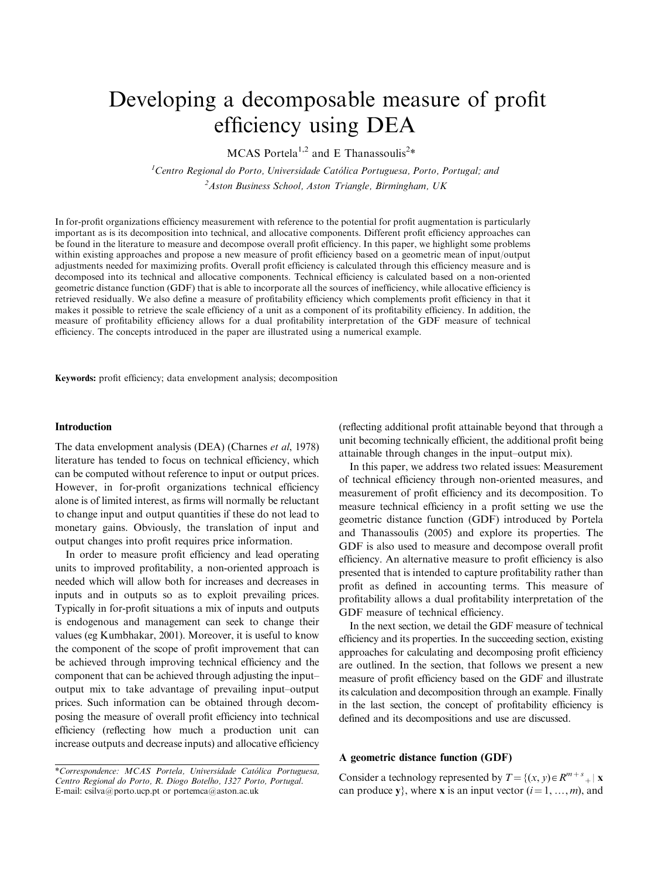# Developing a decomposable measure of profit efficiency using DEA

MCAS Portela[1,2] and E Thanassoulis[2]*

[1]*Centro Regional do Porto, Universidade Católica Portuguesa, Porto, Portugal; and*
[2]*Aston Business School, Aston Triangle, Birmingham, UK*

In for-profit organizations efficiency measurement with reference to the potential for profit augmentation is particularly important as is its decomposition into technical, and allocative components. Different profit efficiency approaches can be found in the literature to measure and decompose overall profit efficiency. In this paper, we highlight some problems within existing approaches and propose a new measure of profit efficiency based on a geometric mean of input/output adjustments needed for maximizing profits. Overall profit efficiency is calculated through this efficiency measure and is decomposed into its technical and allocative components. Technical efficiency is calculated based on a non-oriented geometric distance function (GDF) that is able to incorporate all the sources of inefficiency, while allocative efficiency is retrieved residually. We also define a measure of profitability efficiency which complements profit efficiency in that it makes it possible to retrieve the scale efficiency of a unit as a component of its profitability efficiency. In addition, the measure of profitability efficiency allows for a dual profitability interpretation of the GDF measure of technical efficiency. The concepts introduced in the paper are illustrated using a numerical example.

**Keywords:** profit efficiency; data envelopment analysis; decomposition

## Introduction

The data envelopment analysis (DEA) (Charnes *et al*, 1978) literature has tended to focus on technical efficiency, which can be computed without reference to input or output prices. However, in for-profit organizations technical efficiency alone is of limited interest, as firms will normally be reluctant to change input and output quantities if these do not lead to monetary gains. Obviously, the translation of input and output changes into profit requires price information.

In order to measure profit efficiency and lead operating units to improved profitability, a non-oriented approach is needed which will allow both for increases and decreases in inputs and in outputs so as to exploit prevailing prices. Typically in for-profit situations a mix of inputs and outputs is endogenous and management can seek to change their values (eg Kumbhakar, 2001). Moreover, it is useful to know the component of the scope of profit improvement that can be achieved through improving technical efficiency and the component that can be achieved through adjusting the input–output mix to take advantage of prevailing input–output prices. Such information can be obtained through decomposing the measure of overall profit efficiency into technical efficiency (reflecting how much a production unit can increase outputs and decrease inputs) and allocative efficiency (reflecting additional profit attainable beyond that through a unit becoming technically efficient, the additional profit being attainable through changes in the input–output mix).

In this paper, we address two related issues: Measurement of technical efficiency through non-oriented measures, and measurement of profit efficiency and its decomposition. To measure technical efficiency in a profit setting we use the geometric distance function (GDF) introduced by Portela and Thanassoulis (2005) and explore its properties. The GDF is also used to measure and decompose overall profit efficiency. An alternative measure to profit efficiency is also presented that is intended to capture profitability rather than profit as defined in accounting terms. This measure of profitability allows a dual profitability interpretation of the GDF measure of technical efficiency.

In the next section, we detail the GDF measure of technical efficiency and its properties. In the succeeding section, existing approaches for calculating and decomposing profit efficiency are outlined. In the section, that follows we present a new measure of profit efficiency based on the GDF and illustrate its calculation and decomposition through an example. Finally in the last section, the concept of profitability efficiency is defined and its decompositions and use are discussed.

## A geometric distance function (GDF)

Consider a technology represented by $T = \{(x, y) \in R^{m+s}{}_{+} \mid \mathbf{x}$ can produce $\mathbf{y}\}$, where $\mathbf{x}$ is an input vector $(i = 1, \ldots, m)$, and

*Correspondence: MCAS Portela, Universidade Católica Portuguesa, Centro Regional do Porto, R. Diogo Botelho, 1327 Porto, Portugal. E-mail: csilva@porto.ucp.pt or portemca@aston.ac.uk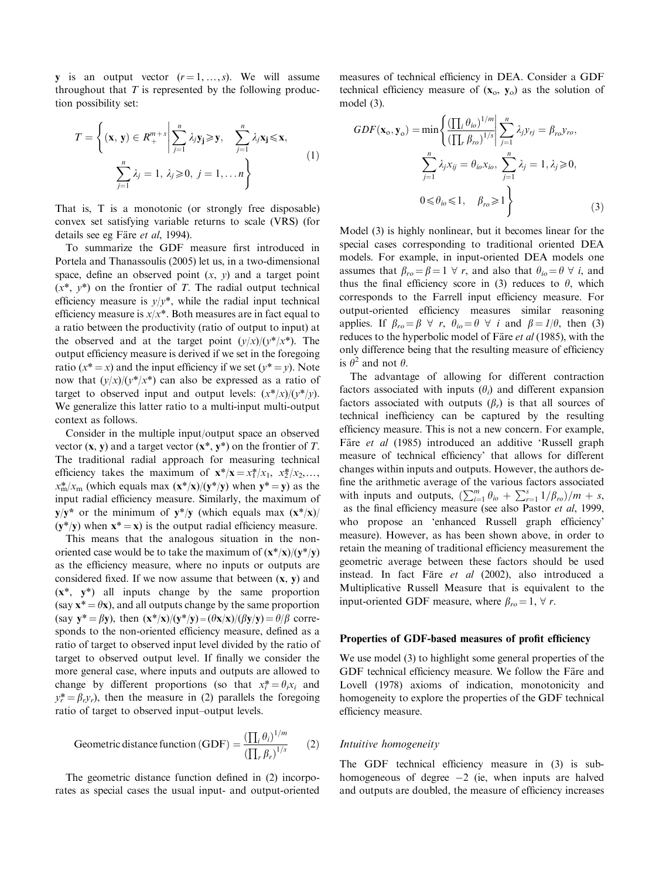$\mathbf{y}$ is an output vector $(r = 1, \ldots, s)$. We will assume throughout that $T$ is represented by the following production possibility set:

$$T = \left\{ (\mathbf{x}, \mathbf{y}) \in R_+^{m+s} \middle| \sum_{j=1}^{n} \lambda_j \mathbf{y_j} \geqslant \mathbf{y}, \quad \sum_{j=1}^{n} \lambda_j \mathbf{x_j} \leqslant \mathbf{x}, \right.$$
$$\left. \sum_{j=1}^{n} \lambda_j = 1, \, \lambda_j \geqslant 0, \, j = 1, \ldots n \right\} \quad (1)$$

That is, T is a monotonic (or strongly free disposable) convex set satisfying variable returns to scale (VRS) (for details see eg Färe *et al*, 1994).

To summarize the GDF measure first introduced in Portela and Thanassoulis (2005) let us, in a two-dimensional space, define an observed point $(x, y)$ and a target point $(x^*, y^*)$ on the frontier of $T$. The radial output technical efficiency measure is $y/y^*$, while the radial input technical efficiency measure is $x/x^*$. Both measures are in fact equal to a ratio between the productivity (ratio of output to input) at the observed and at the target point $(y/x)/(y^*/x^*)$. The output efficiency measure is derived if we set in the foregoing ratio $(x^* = x)$ and the input efficiency if we set $(y^* = y)$. Note now that $(y/x)/(y^*/x^*)$ can also be expressed as a ratio of target to observed input and output levels: $(x^*/x)/(y^*/y)$. We generalize this latter ratio to a multi-input multi-output context as follows.

Consider in the multiple input/output space an observed vector $(\mathbf{x}, \mathbf{y})$ and a target vector $(\mathbf{x}^*, \mathbf{y}^*)$ on the frontier of $T$. The traditional radial approach for measuring technical efficiency takes the maximum of $\mathbf{x}^*/\mathbf{x} = x_1^*/x_1, \; x_2^*/x_2, \ldots, x_m^*/x_m$ (which equals max $(\mathbf{x}^*/\mathbf{x})/(\mathbf{y}^*/\mathbf{y})$ when $\mathbf{y}^* = \mathbf{y}$) as the input radial efficiency measure. Similarly, the maximum of $\mathbf{y}/\mathbf{y}^*$ or the minimum of $\mathbf{y}^*/\mathbf{y}$ (which equals max $(\mathbf{x}^*/\mathbf{x})/(\mathbf{y}^*/\mathbf{y})$ when $\mathbf{x}^* = \mathbf{x}$) is the output radial efficiency measure.

This means that the analogous situation in the non-oriented case would be to take the maximum of $(\mathbf{x}^*/\mathbf{x})/(\mathbf{y}^*/\mathbf{y})$ as the efficiency measure, where no inputs or outputs are considered fixed. If we now assume that between $(\mathbf{x}, \mathbf{y})$ and $(\mathbf{x}^*, \mathbf{y}^*)$ all inputs change by the same proportion (say $\mathbf{x}^* = \theta\mathbf{x}$), and all outputs change by the same proportion (say $\mathbf{y}^* = \beta\mathbf{y}$), then $(\mathbf{x}^*/\mathbf{x})/(\mathbf{y}^*/\mathbf{y}) = (\theta\mathbf{x}/\mathbf{x})/(\beta\mathbf{y}/\mathbf{y}) = \theta/\beta$ corresponds to the non-oriented efficiency measure, defined as a ratio of target to observed input level divided by the ratio of target to observed output level. If finally we consider the more general case, where inputs and outputs are allowed to change by different proportions (so that $x_i^* = \theta_i x_i$ and $y_r^* = \beta_r y_r$), then the measure in (2) parallels the foregoing ratio of target to observed input–output levels.

$$\text{Geometric distance function (GDF)} = \frac{\left(\prod_i \theta_i\right)^{1/m}}{\left(\prod_r \beta_r\right)^{1/s}} \quad (2)$$

The geometric distance function defined in (2) incorporates as special cases the usual input- and output-oriented measures of technical efficiency in DEA. Consider a GDF technical efficiency measure of $(\mathbf{x}_o, \mathbf{y}_o)$ as the solution of model (3).

$$GDF(\mathbf{x}_o, \mathbf{y}_o) = \min \left\{ \frac{\left(\prod_i \theta_{io}\right)^{1/m}}{\left(\prod_r \beta_{ro}\right)^{1/s}} \middle| \sum_{j=1}^{n} \lambda_j y_{rj} = \beta_{ro} y_{ro}, \right.$$
$$\sum_{j=1}^{n} \lambda_j x_{ij} = \theta_{io} x_{io}, \; \sum_{j=1}^{n} \lambda_j = 1, \lambda_j \geqslant 0,$$
$$\left. 0 \leqslant \theta_{io} \leqslant 1, \quad \beta_{ro} \geqslant 1 \right\} \quad (3)$$

Model (3) is highly nonlinear, but it becomes linear for the special cases corresponding to traditional oriented DEA models. For example, in input-oriented DEA models one assumes that $\beta_{ro} = \beta = 1 \; \forall \; r$, and also that $\theta_{io} = \theta \; \forall \; i$, and thus the final efficiency score in (3) reduces to $\theta$, which corresponds to the Farrell input efficiency measure. For output-oriented efficiency measures similar reasoning applies. If $\beta_{ro} = \beta \; \forall \; r$, $\theta_{io} = \theta \; \forall \; i$ and $\beta = 1/\theta$, then (3) reduces to the hyperbolic model of Färe *et al* (1985), with the only difference being that the resulting measure of efficiency is $\theta^2$ and not $\theta$.

The advantage of allowing for different contraction factors associated with inputs ($\theta_i$) and different expansion factors associated with outputs ($\beta_r$) is that all sources of technical inefficiency can be captured by the resulting efficiency measure. This is not a new concern. For example, Färe *et al* (1985) introduced an additive 'Russell graph measure of technical efficiency' that allows for different changes within inputs and outputs. However, the authors define the arithmetic average of the various factors associated with inputs and outputs, $\left(\sum_{i=1}^{m} \theta_{io} + \sum_{r=1}^{s} 1/\beta_{ro}\right)/m + s$, as the final efficiency measure (see also Pastor *et al*, 1999, who propose an 'enhanced Russell graph efficiency' measure). However, as has been shown above, in order to retain the meaning of traditional efficiency measurement the geometric average between these factors should be used instead. In fact Färe *et al* (2002), also introduced a Multiplicative Russell Measure that is equivalent to the input-oriented GDF measure, where $\beta_{ro} = 1, \; \forall \; r$.

## Properties of GDF-based measures of profit efficiency

We use model (3) to highlight some general properties of the GDF technical efficiency measure. We follow the Färe and Lovell (1978) axioms of indication, monotonicity and homogeneity to explore the properties of the GDF technical efficiency measure.

### *Intuitive homogeneity*

The GDF technical efficiency measure in (3) is sub-homogeneous of degree $-2$ (ie, when inputs are halved and outputs are doubled, the measure of efficiency increases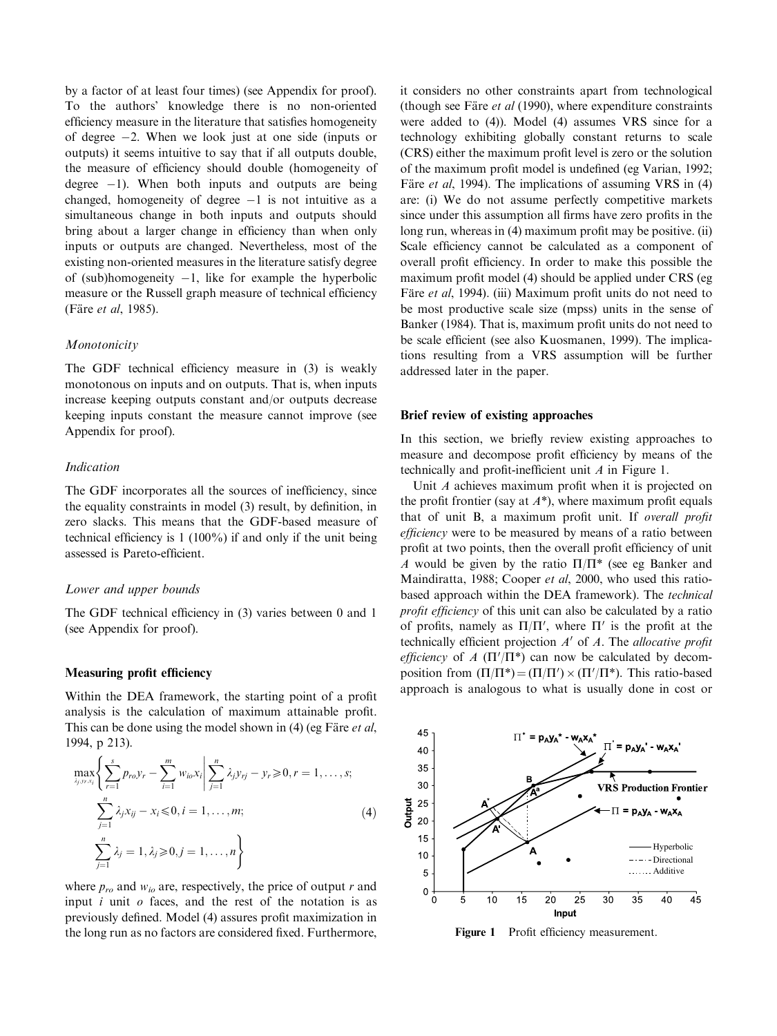by a factor of at least four times) (see Appendix for proof). To the authors' knowledge there is no non-oriented efficiency measure in the literature that satisfies homogeneity of degree −2. When we look just at one side (inputs or outputs) it seems intuitive to say that if all outputs double, the measure of efficiency should double (homogeneity of degree −1). When both inputs and outputs are being changed, homogeneity of degree −1 is not intuitive as a simultaneous change in both inputs and outputs should bring about a larger change in efficiency than when only inputs or outputs are changed. Nevertheless, most of the existing non-oriented measures in the literature satisfy degree of (sub)homogeneity −1, like for example the hyperbolic measure or the Russell graph measure of technical efficiency (Färe *et al*, 1985).

### *Monotonicity*

The GDF technical efficiency measure in (3) is weakly monotonous on inputs and on outputs. That is, when inputs increase keeping outputs constant and/or outputs decrease keeping inputs constant the measure cannot improve (see Appendix for proof).

### *Indication*

The GDF incorporates all the sources of inefficiency, since the equality constraints in model (3) result, by definition, in zero slacks. This means that the GDF-based measure of technical efficiency is 1 (100%) if and only if the unit being assessed is Pareto-efficient.

### *Lower and upper bounds*

The GDF technical efficiency in (3) varies between 0 and 1 (see Appendix for proof).

## Measuring profit efficiency

Within the DEA framework, the starting point of a profit analysis is the calculation of maximum attainable profit. This can be done using the model shown in (4) (eg Färe *et al*, 1994, p 213).

$$\max_{\lambda_j, y_r, x_i}\left\{\sum_{r=1}^{s} p_{ro}y_r - \sum_{i=1}^{m} w_{io}x_i \,\middle|\, \sum_{j=1}^{n}\lambda_j y_{rj} - y_r \geqslant 0, r=1,\ldots,s; \sum_{j=1}^{n}\lambda_j x_{ij} - x_i \leqslant 0, i=1,\ldots,m; \sum_{j=1}^{n}\lambda_j = 1, \lambda_j \geqslant 0, j=1,\ldots,n\right\} \tag{4}$$

where $p_{ro}$ and $w_{io}$ are, respectively, the price of output $r$ and input $i$ unit $o$ faces, and the rest of the notation is as previously defined. Model (4) assures profit maximization in the long run as no factors are considered fixed. Furthermore, it considers no other constraints apart from technological (though see Färe *et al* (1990), where expenditure constraints were added to (4)). Model (4) assumes VRS since for a technology exhibiting globally constant returns to scale (CRS) either the maximum profit level is zero or the solution of the maximum profit model is undefined (eg Varian, 1992; Färe *et al*, 1994). The implications of assuming VRS in (4) are: (i) We do not assume perfectly competitive markets since under this assumption all firms have zero profits in the long run, whereas in (4) maximum profit may be positive. (ii) Scale efficiency cannot be calculated as a component of overall profit efficiency. In order to make this possible the maximum profit model (4) should be applied under CRS (eg Färe *et al*, 1994). (iii) Maximum profit units do not need to be most productive scale size (mpss) units in the sense of Banker (1984). That is, maximum profit units do not need to be scale efficient (see also Kuosmanen, 1999). The implications resulting from a VRS assumption will be further addressed later in the paper.

## Brief review of existing approaches

In this section, we briefly review existing approaches to measure and decompose profit efficiency by means of the technically and profit-inefficient unit *A* in Figure 1.

Unit *A* achieves maximum profit when it is projected on the profit frontier (say at $A^*$), where maximum profit equals that of unit B, a maximum profit unit. If *overall profit efficiency* were to be measured by means of a ratio between profit at two points, then the overall profit efficiency of unit *A* would be given by the ratio $\Pi/\Pi^*$ (see eg Banker and Maindiratta, 1988; Cooper *et al*, 2000, who used this ratio-based approach within the DEA framework). The *technical profit efficiency* of this unit can also be calculated by a ratio of profits, namely as $\Pi/\Pi'$, where $\Pi'$ is the profit at the technically efficient projection $A'$ of $A$. The *allocative profit efficiency* of $A$ $(\Pi'/\Pi^*)$ can now be calculated by decomposition from $(\Pi/\Pi^*) = (\Pi/\Pi') \times (\Pi'/\Pi^*)$. This ratio-based approach is analogous to what is usually done in cost or

**Figure 1** Profit efficiency measurement.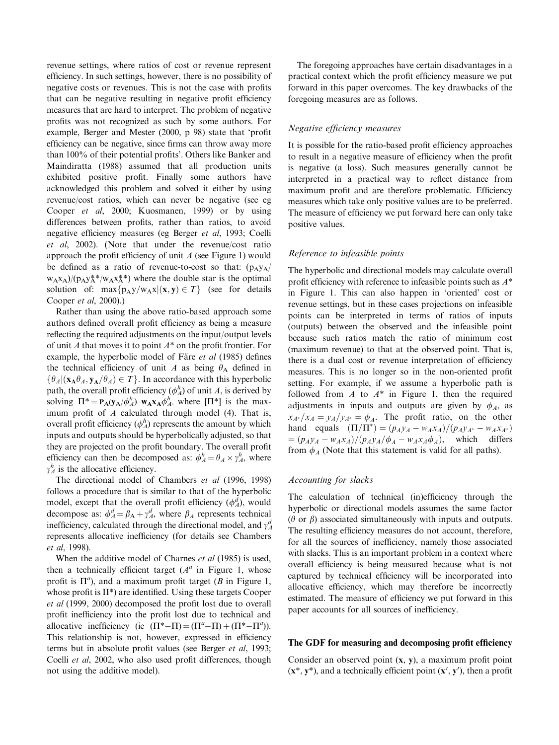revenue settings, where ratios of cost or revenue represent efficiency. In such settings, however, there is no possibility of negative costs or revenues. This is not the case with profits that can be negative resulting in negative profit efficiency measures that are hard to interpret. The problem of negative profits was not recognized as such by some authors. For example, Berger and Mester (2000, p 98) state that 'profit efficiency can be negative, since firms can throw away more than 100% of their potential profits'. Others like Banker and Maindiratta (1988) assumed that all production units exhibited positive profit. Finally some authors have acknowledged this problem and solved it either by using revenue/cost ratios, which can never be negative (see eg Cooper *et al*, 2000; Kuosmanen, 1999) or by using differences between profits, rather than ratios, to avoid negative efficiency measures (eg Berger *et al*, 1993; Coelli *et al*, 2002). (Note that under the revenue/cost ratio approach the profit efficiency of unit $A$ (see Figure 1) would be defined as a ratio of revenue-to-cost so that: $(\mathbf{p_A y_A}/\mathbf{w_A x_A})/(\mathbf{p_A y_A^{**}}/\mathbf{w_A x_A^{**}})$ where the double star is the optimal solution of: $\max\{\mathbf{p_A y}/\mathbf{w_A x}|(\mathbf{x},\mathbf{y})\in T\}$ (see for details Cooper *et al*, 2000).)

Rather than using the above ratio-based approach some authors defined overall profit efficiency as being a measure reflecting the required adjustments on the input/output levels of unit $A$ that moves it to point $A^*$ on the profit frontier. For example, the hyperbolic model of Färe *et al* (1985) defines the technical efficiency of unit $A$ as being $\theta_A$ defined in $\{\theta_A|(\mathbf{x_A}\theta_A, \mathbf{y_A}/\theta_A)\in T\}$. In accordance with this hyperbolic path, the overall profit efficiency ($\phi_A^h$) of unit $A$, is derived by solving $\Pi^* = \mathbf{p_A}(\mathbf{y_A}/\phi_A^h)–\mathbf{w_A x_A}\phi_A^h$, where $[\Pi^*]$ is the maximum profit of $A$ calculated through model (4). That is, overall profit efficiency ($\phi_A^h$) represents the amount by which inputs and outputs should be hyperbolically adjusted, so that they are projected on the profit boundary. The overall profit efficiency can then be decomposed as: $\phi_A^h = \theta_A\times\gamma_A^h$, where $\gamma_A^h$ is the allocative efficiency.

The directional model of Chambers *et al* (1996, 1998) follows a procedure that is similar to that of the hyperbolic model, except that the overall profit efficiency ($\phi_A^d$), would decompose as: $\phi_A^d = \beta_A + \gamma_A^d$, where $\beta_A$ represents technical inefficiency, calculated through the directional model, and $\gamma_A^d$ represents allocative inefficiency (for details see Chambers *et al*, 1998).

When the additive model of Charnes *et al* (1985) is used, then a technically efficient target ($A^a$ in Figure 1, whose profit is $\Pi^a$), and a maximum profit target ($B$ in Figure 1, whose profit is $\Pi^*$) are identified. Using these targets Cooper *et al* (1999, 2000) decomposed the profit lost due to overall profit inefficiency into the profit lost due to technical and allocative inefficiency (ie $(\Pi^*–\Pi) = (\Pi^a–\Pi) + (\Pi^*–\Pi^a)$). This relationship is not, however, expressed in efficiency terms but in absolute profit values (see Berger *et al*, 1993; Coelli *et al*, 2002, who also used profit differences, though not using the additive model).

The foregoing approaches have certain disadvantages in a practical context which the profit efficiency measure we put forward in this paper overcomes. The key drawbacks of the foregoing measures are as follows.

### *Negative efficiency measures*

It is possible for the ratio-based profit efficiency approaches to result in a negative measure of efficiency when the profit is negative (a loss). Such measures generally cannot be interpreted in a practical way to reflect distance from maximum profit and are therefore problematic. Efficiency measures which take only positive values are to be preferred. The measure of efficiency we put forward here can only take positive values.

### *Reference to infeasible points*

The hyperbolic and directional models may calculate overall profit efficiency with reference to infeasible points such as $A^*$ in Figure 1. This can also happen in 'oriented' cost or revenue settings, but in these cases projections on infeasible points can be interpreted in terms of ratios of inputs (outputs) between the observed and the infeasible point because such ratios match the ratio of minimum cost (maximum revenue) to that at the observed point. That is, there is a dual cost or revenue interpretation of efficiency measures. This is no longer so in the non-oriented profit setting. For example, if we assume a hyperbolic path is followed from $A$ to $A^*$ in Figure 1, then the required adjustments in inputs and outputs are given by $\phi_A$, as $x_{A^*}/x_A = y_A/y_{A^*} = \phi_A$. The profit ratio, on the other hand equals $(\Pi/\Pi^*) = (p_A y_A - w_A x_A)/(p_A y_{A^*} - w_A x_{A^*}) = (p_A y_A - w_A x_A)/(p_A y_A/\phi_A - w_A x_A \phi_A)$, which differs from $\phi_A$ (Note that this statement is valid for all paths).

### *Accounting for slacks*

The calculation of technical (in)efficiency through the hyperbolic or directional models assumes the same factor ($\theta$ or $\beta$) associated simultaneously with inputs and outputs. The resulting efficiency measures do not account, therefore, for all the sources of inefficiency, namely those associated with slacks. This is an important problem in a context where overall efficiency is being measured because what is not captured by technical efficiency will be incorporated into allocative efficiency, which may therefore be incorrectly estimated. The measure of efficiency we put forward in this paper accounts for all sources of inefficiency.

## The GDF for measuring and decomposing profit efficiency

Consider an observed point $(\mathbf{x}, \mathbf{y})$, a maximum profit point $(\mathbf{x}^*, \mathbf{y}^*)$, and a technically efficient point $(\mathbf{x}', \mathbf{y}')$, then a profit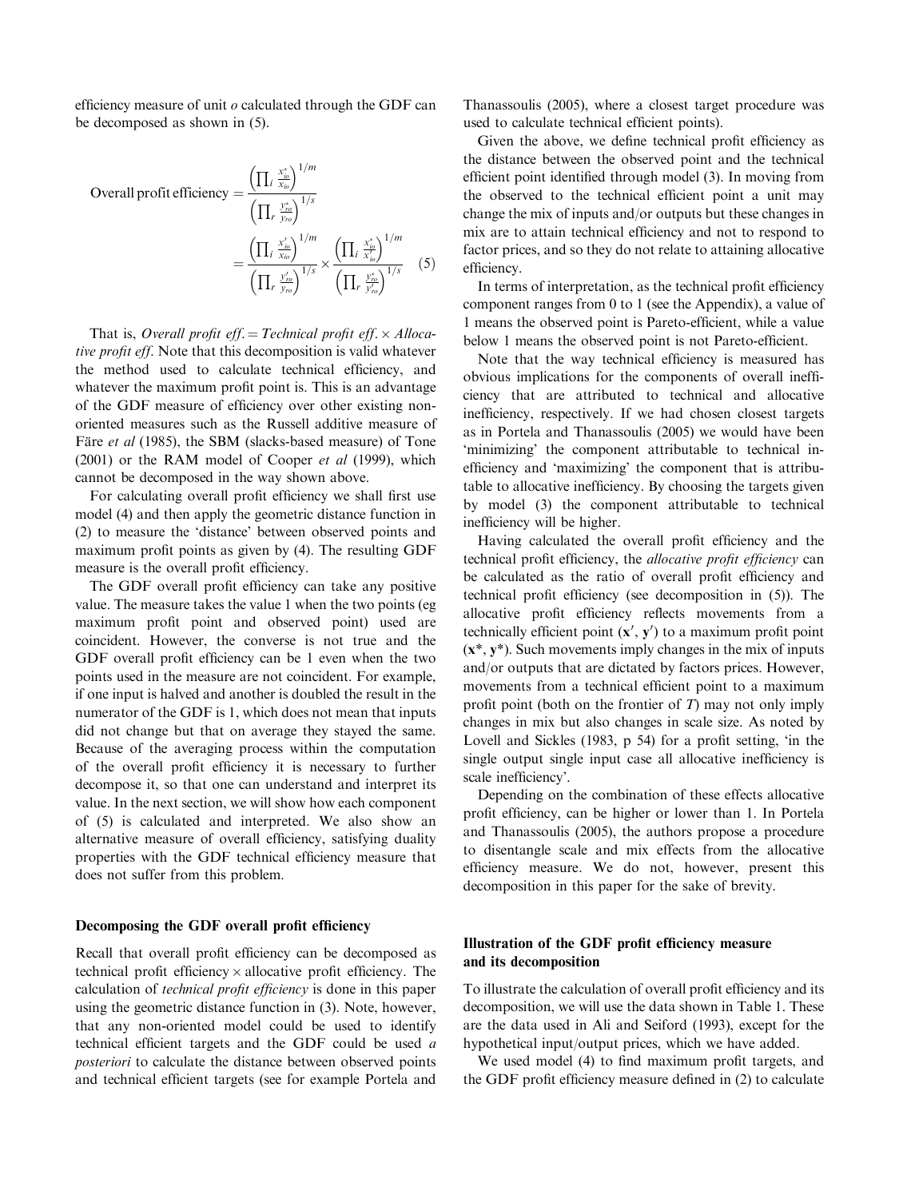efficiency measure of unit $o$ calculated through the GDF can be decomposed as shown in (5).

$$
\text{Overall profit efficiency} = \frac{\left(\prod_i \frac{x^*_{io}}{x_{io}}\right)^{1/m}}{\left(\prod_r \frac{y^*_{ro}}{y_{ro}}\right)^{1/s}} = \frac{\left(\prod_i \frac{x'_{io}}{x_{io}}\right)^{1/m}}{\left(\prod_r \frac{y'_{ro}}{y_{ro}}\right)^{1/s}} \times \frac{\left(\prod_i \frac{x^*_{io}}{x'_{io}}\right)^{1/m}}{\left(\prod_r \frac{y^*_{ro}}{y'_{ro}}\right)^{1/s}} \quad (5)
$$

That is, *Overall profit eff.* = *Technical profit eff.* × *Allocative profit eff*. Note that this decomposition is valid whatever the method used to calculate technical efficiency, and whatever the maximum profit point is. This is an advantage of the GDF measure of efficiency over other existing non-oriented measures such as the Russell additive measure of Färe *et al* (1985), the SBM (slacks-based measure) of Tone (2001) or the RAM model of Cooper *et al* (1999), which cannot be decomposed in the way shown above.

For calculating overall profit efficiency we shall first use model (4) and then apply the geometric distance function in (2) to measure the 'distance' between observed points and maximum profit points as given by (4). The resulting GDF measure is the overall profit efficiency.

The GDF overall profit efficiency can take any positive value. The measure takes the value 1 when the two points (eg maximum profit point and observed point) used are coincident. However, the converse is not true and the GDF overall profit efficiency can be 1 even when the two points used in the measure are not coincident. For example, if one input is halved and another is doubled the result in the numerator of the GDF is 1, which does not mean that inputs did not change but that on average they stayed the same. Because of the averaging process within the computation of the overall profit efficiency it is necessary to further decompose it, so that one can understand and interpret its value. In the next section, we will show how each component of (5) is calculated and interpreted. We also show an alternative measure of overall efficiency, satisfying duality properties with the GDF technical efficiency measure that does not suffer from this problem.

## Decomposing the GDF overall profit efficiency

Recall that overall profit efficiency can be decomposed as technical profit efficiency × allocative profit efficiency. The calculation of *technical profit efficiency* is done in this paper using the geometric distance function in (3). Note, however, that any non-oriented model could be used to identify technical efficient targets and the GDF could be used *a posteriori* to calculate the distance between observed points and technical efficient targets (see for example Portela and Thanassoulis (2005), where a closest target procedure was used to calculate technical efficient points).

Given the above, we define technical profit efficiency as the distance between the observed point and the technical efficient point identified through model (3). In moving from the observed to the technical efficient point a unit may change the mix of inputs and/or outputs but these changes in mix are to attain technical efficiency and not to respond to factor prices, and so they do not relate to attaining allocative efficiency.

In terms of interpretation, as the technical profit efficiency component ranges from 0 to 1 (see the Appendix), a value of 1 means the observed point is Pareto-efficient, while a value below 1 means the observed point is not Pareto-efficient.

Note that the way technical efficiency is measured has obvious implications for the components of overall inefficiency that are attributed to technical and allocative inefficiency, respectively. If we had chosen closest targets as in Portela and Thanassoulis (2005) we would have been 'minimizing' the component attributable to technical inefficiency and 'maximizing' the component that is attributable to allocative inefficiency. By choosing the targets given by model (3) the component attributable to technical inefficiency will be higher.

Having calculated the overall profit efficiency and the technical profit efficiency, the *allocative profit efficiency* can be calculated as the ratio of overall profit efficiency and technical profit efficiency (see decomposition in (5)). The allocative profit efficiency reflects movements from a technically efficient point $(\mathbf{x}', \mathbf{y}')$ to a maximum profit point $(\mathbf{x}^*, \mathbf{y}^*)$. Such movements imply changes in the mix of inputs and/or outputs that are dictated by factors prices. However, movements from a technical efficient point to a maximum profit point (both on the frontier of $T$) may not only imply changes in mix but also changes in scale size. As noted by Lovell and Sickles (1983, p 54) for a profit setting, 'in the single output single input case all allocative inefficiency is scale inefficiency'.

Depending on the combination of these effects allocative profit efficiency, can be higher or lower than 1. In Portela and Thanassoulis (2005), the authors propose a procedure to disentangle scale and mix effects from the allocative efficiency measure. We do not, however, present this decomposition in this paper for the sake of brevity.

## Illustration of the GDF profit efficiency measure and its decomposition

To illustrate the calculation of overall profit efficiency and its decomposition, we will use the data shown in Table 1. These are the data used in Ali and Seiford (1993), except for the hypothetical input/output prices, which we have added.

We used model (4) to find maximum profit targets, and the GDF profit efficiency measure defined in (2) to calculate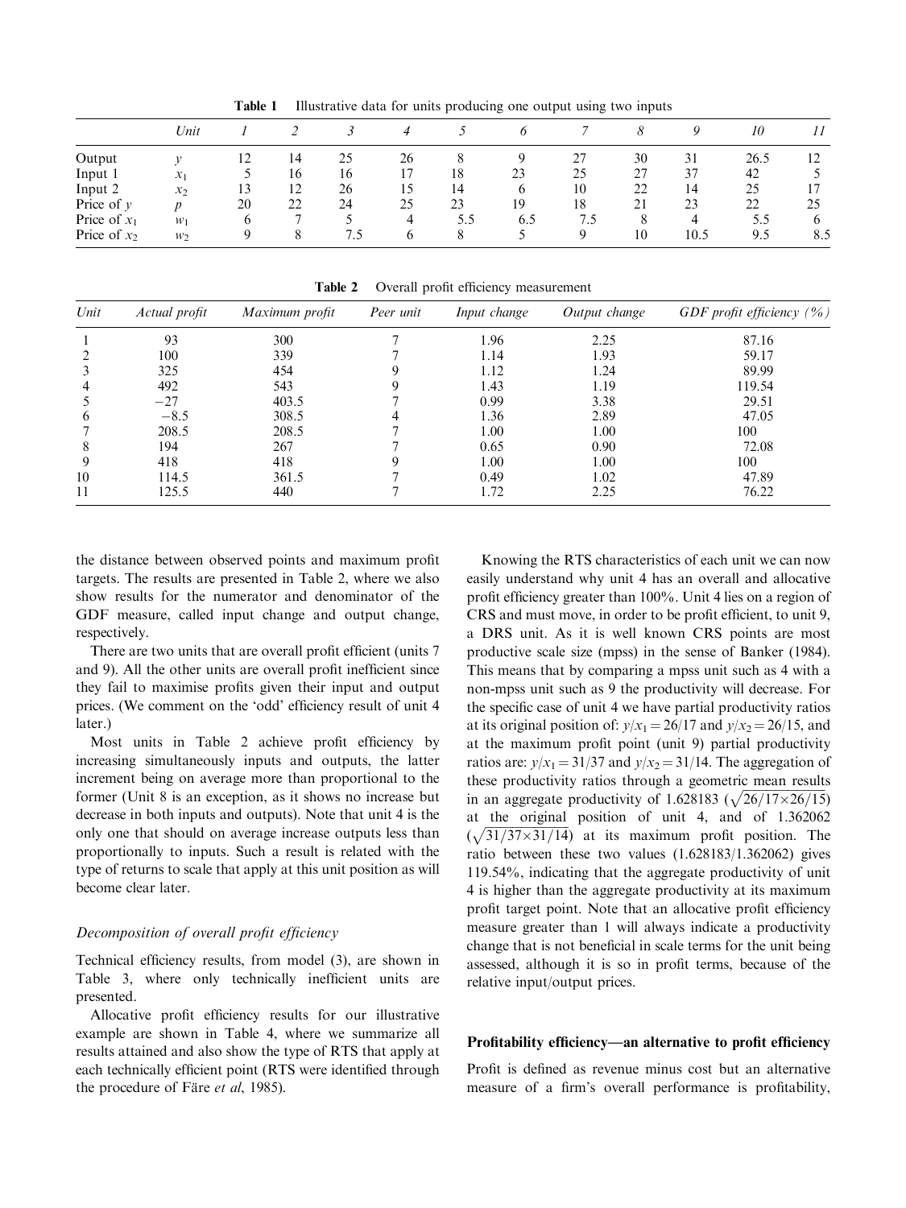**Table 1** Illustrative data for units producing one output using two inputs

| | *Unit* | *1* | *2* | *3* | *4* | *5* | *6* | *7* | *8* | *9* | *10* | *11* |
|---|---|---|---|---|---|---|---|---|---|---|---|---|
| Output | $y$ | 12 | 14 | 25 | 26 | 8 | 9 | 27 | 30 | 31 | 26.5 | 12 |
| Input 1 | $x_1$ | 5 | 16 | 16 | 17 | 18 | 23 | 25 | 27 | 37 | 42 | 5 |
| Input 2 | $x_2$ | 13 | 12 | 26 | 15 | 14 | 6 | 10 | 22 | 14 | 25 | 17 |
| Price of $y$ | $p$ | 20 | 22 | 24 | 25 | 23 | 19 | 18 | 21 | 23 | 22 | 25 |
| Price of $x_1$ | $w_1$ | 6 | 7 | 5 | 4 | 5.5 | 6.5 | 7.5 | 8 | 4 | 5.5 | 6 |
| Price of $x_2$ | $w_2$ | 9 | 8 | 7.5 | 6 | 8 | 5 | 9 | 10 | 10.5 | 9.5 | 8.5 |

**Table 2** Overall profit efficiency measurement

| *Unit* | *Actual profit* | *Maximum profit* | *Peer unit* | *Input change* | *Output change* | *GDF profit efficiency (%)* |
|---|---|---|---|---|---|---|
| 1 | 93 | 300 | 7 | 1.96 | 2.25 | 87.16 |
| 2 | 100 | 339 | 7 | 1.14 | 1.93 | 59.17 |
| 3 | 325 | 454 | 9 | 1.12 | 1.24 | 89.99 |
| 4 | 492 | 543 | 9 | 1.43 | 1.19 | 119.54 |
| 5 | −27 | 403.5 | 7 | 0.99 | 3.38 | 29.51 |
| 6 | −8.5 | 308.5 | 4 | 1.36 | 2.89 | 47.05 |
| 7 | 208.5 | 208.5 | 7 | 1.00 | 1.00 | 100 |
| 8 | 194 | 267 | 7 | 0.65 | 0.90 | 72.08 |
| 9 | 418 | 418 | 9 | 1.00 | 1.00 | 100 |
| 10 | 114.5 | 361.5 | 7 | 0.49 | 1.02 | 47.89 |
| 11 | 125.5 | 440 | 7 | 1.72 | 2.25 | 76.22 |

the distance between observed points and maximum profit targets. The results are presented in Table 2, where we also show results for the numerator and denominator of the GDF measure, called input change and output change, respectively.

There are two units that are overall profit efficient (units 7 and 9). All the other units are overall profit inefficient since they fail to maximise profits given their input and output prices. (We comment on the 'odd' efficiency result of unit 4 later.)

Most units in Table 2 achieve profit efficiency by increasing simultaneously inputs and outputs, the latter increment being on average more than proportional to the former (Unit 8 is an exception, as it shows no increase but decrease in both inputs and outputs). Note that unit 4 is the only one that should on average increase outputs less than proportionally to inputs. Such a result is related with the type of returns to scale that apply at this unit position as will become clear later.

### *Decomposition of overall profit efficiency*

Technical efficiency results, from model (3), are shown in Table 3, where only technically inefficient units are presented.

Allocative profit efficiency results for our illustrative example are shown in Table 4, where we summarize all results attained and also show the type of RTS that apply at each technically efficient point (RTS were identified through the procedure of Färe *et al*, 1985).

Knowing the RTS characteristics of each unit we can now easily understand why unit 4 has an overall and allocative profit efficiency greater than 100%. Unit 4 lies on a region of CRS and must move, in order to be profit efficient, to unit 9, a DRS unit. As it is well known CRS points are most productive scale size (mpss) in the sense of Banker (1984). This means that by comparing a mpss unit such as 4 with a non-mpss unit such as 9 the productivity will decrease. For the specific case of unit 4 we have partial productivity ratios at its original position of: $y/x_1 = 26/17$ and $y/x_2 = 26/15$, and at the maximum profit point (unit 9) partial productivity ratios are: $y/x_1 = 31/37$ and $y/x_2 = 31/14$. The aggregation of these productivity ratios through a geometric mean results in an aggregate productivity of 1.628183 ($\sqrt{26/17 \times 26/15}$) at the original position of unit 4, and of 1.362062 ($\sqrt{31/37 \times 31/14}$) at its maximum profit position. The ratio between these two values (1.628183/1.362062) gives 119.54%, indicating that the aggregate productivity of unit 4 is higher than the aggregate productivity at its maximum profit target point. Note that an allocative profit efficiency measure greater than 1 will always indicate a productivity change that is not beneficial in scale terms for the unit being assessed, although it is so in profit terms, because of the relative input/output prices.

## Profitability efficiency—an alternative to profit efficiency

Profit is defined as revenue minus cost but an alternative measure of a firm's overall performance is profitability,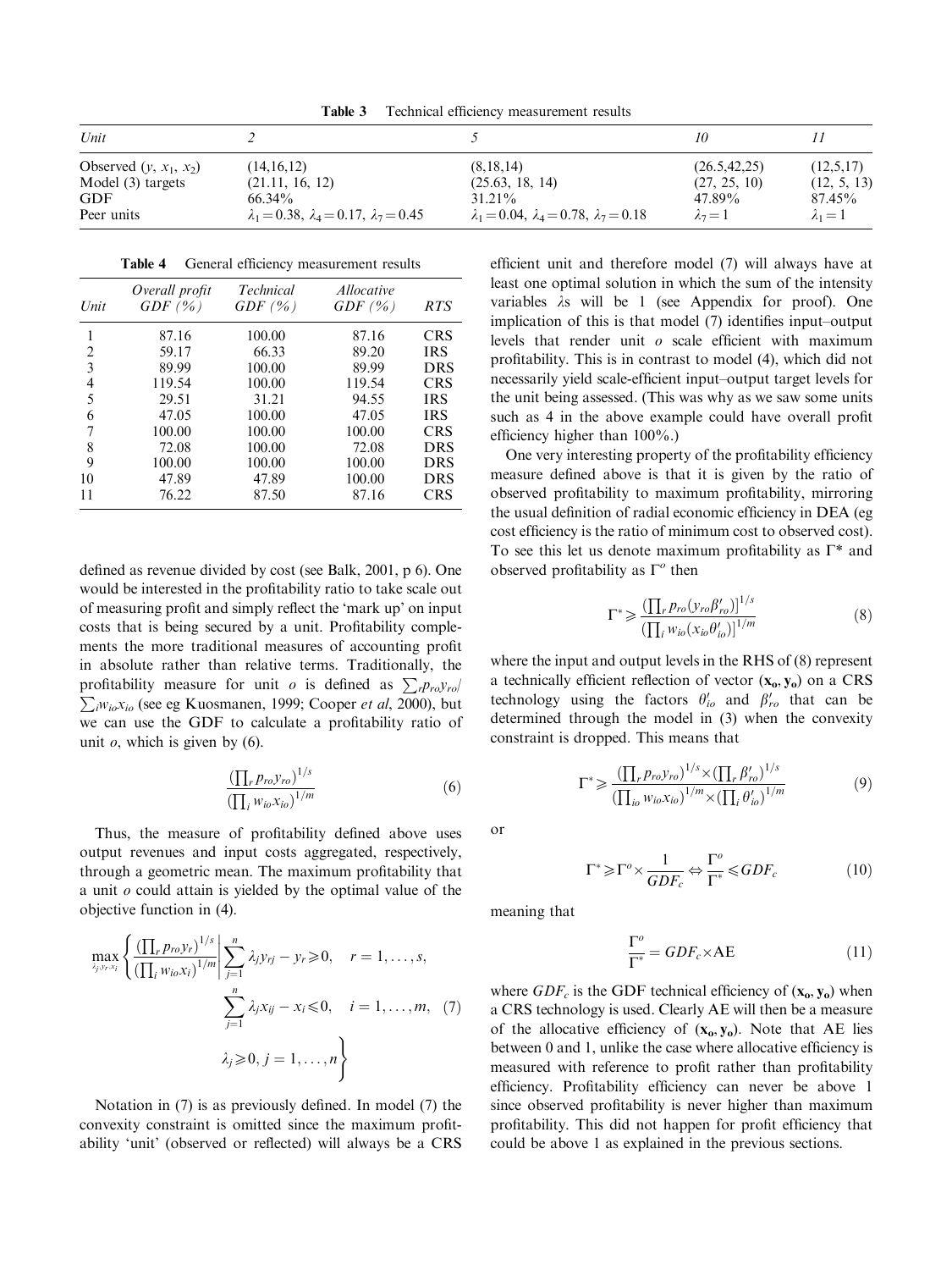**Table 3** Technical efficiency measurement results

| Unit | 2 | 5 | 10 | 11 |
|---|---|---|---|---|
| Observed ($y$, $x_1$, $x_2$) | (14,16,12) | (8,18,14) | (26.5,42,25) | (12,5,17) |
| Model (3) targets | (21.11, 16, 12) | (25.63, 18, 14) | (27, 25, 10) | (12, 5, 13) |
| GDF | 66.34% | 31.21% | 47.89% | 87.45% |
| Peer units | $\lambda_1=0.38$, $\lambda_4=0.17$, $\lambda_7=0.45$ | $\lambda_1=0.04$, $\lambda_4=0.78$, $\lambda_7=0.18$ | $\lambda_7=1$ | $\lambda_1=1$ |

**Table 4** General efficiency measurement results

| Unit | *Overall profit GDF (%)* | *Technical GDF (%)* | *Allocative GDF (%)* | *RTS* |
|---|---|---|---|---|
| 1 | 87.16 | 100.00 | 87.16 | CRS |
| 2 | 59.17 | 66.33 | 89.20 | IRS |
| 3 | 89.99 | 100.00 | 89.99 | DRS |
| 4 | 119.54 | 100.00 | 119.54 | CRS |
| 5 | 29.51 | 31.21 | 94.55 | IRS |
| 6 | 47.05 | 100.00 | 47.05 | IRS |
| 7 | 100.00 | 100.00 | 100.00 | CRS |
| 8 | 72.08 | 100.00 | 72.08 | DRS |
| 9 | 100.00 | 100.00 | 100.00 | DRS |
| 10 | 47.89 | 47.89 | 100.00 | DRS |
| 11 | 76.22 | 87.50 | 87.16 | CRS |

defined as revenue divided by cost (see Balk, 2001, p 6). One would be interested in the profitability ratio to take scale out of measuring profit and simply reflect the 'mark up' on input costs that is being secured by a unit. Profitability complements the more traditional measures of accounting profit in absolute rather than relative terms. Traditionally, the profitability measure for unit $o$ is defined as $\sum_r p_{ro}y_{ro}/\sum_i w_{io}x_{io}$ (see eg Kuosmanen, 1999; Cooper *et al*, 2000), but we can use the GDF to calculate a profitability ratio of unit $o$, which is given by (6).

$$\frac{\left(\prod_r p_{ro}y_{ro}\right)^{1/s}}{\left(\prod_i w_{io}x_{io}\right)^{1/m}} \tag{6}$$

Thus, the measure of profitability defined above uses output revenues and input costs aggregated, respectively, through a geometric mean. The maximum profitability that a unit $o$ could attain is yielded by the optimal value of the objective function in (4).

$$\max_{\lambda_j, y_r, x_i}\left\{\frac{\left(\prod_r p_{ro}y_r\right)^{1/s}}{\left(\prod_i w_{io}x_i\right)^{1/m}}\,\middle|\,\sum_{j=1}^{n}\lambda_j y_{rj}-y_r\geqslant 0,\quad r=1,\ldots,s,\right.$$
$$\left.\sum_{j=1}^{n}\lambda_j x_{ij}-x_i\leqslant 0,\quad i=1,\ldots,m,\quad \lambda_j\geqslant 0,\ j=1,\ldots,n\right\} \tag{7}$$

Notation in (7) is as previously defined. In model (7) the convexity constraint is omitted since the maximum profitability 'unit' (observed or reflected) will always be a CRS efficient unit and therefore model (7) will always have at least one optimal solution in which the sum of the intensity variables $\lambda$s will be 1 (see Appendix for proof). One implication of this is that model (7) identifies input–output levels that render unit $o$ scale efficient with maximum profitability. This is in contrast to model (4), which did not necessarily yield scale-efficient input–output target levels for the unit being assessed. (This was why as we saw some units such as 4 in the above example could have overall profit efficiency higher than 100%.)

One very interesting property of the profitability efficiency measure defined above is that it is given by the ratio of observed profitability to maximum profitability, mirroring the usual definition of radial economic efficiency in DEA (eg cost efficiency is the ratio of minimum cost to observed cost). To see this let us denote maximum profitability as $\Gamma^*$ and observed profitability as $\Gamma^o$ then

$$\Gamma^*\geqslant\frac{\left(\prod_r p_{ro}(y_{ro}\beta'_{ro})\right)^{1/s}}{\left(\prod_i w_{io}(x_{io}\theta'_{io})\right)^{1/m}} \tag{8}$$

where the input and output levels in the RHS of (8) represent a technically efficient reflection of vector $(\mathbf{x_o}, \mathbf{y_o})$ on a CRS technology using the factors $\theta'_{io}$ and $\beta'_{ro}$ that can be determined through the model in (3) when the convexity constraint is dropped. This means that

$$\Gamma^*\geqslant\frac{\left(\prod_r p_{ro}y_{ro}\right)^{1/s}\times\left(\prod_r \beta'_{ro}\right)^{1/s}}{\left(\prod_{io} w_{io}x_{io}\right)^{1/m}\times\left(\prod_i \theta'_{io}\right)^{1/m}} \tag{9}$$

or

$$\Gamma^*\geqslant\Gamma^o\times\frac{1}{GDF_c}\Leftrightarrow\frac{\Gamma^o}{\Gamma^*}\leqslant GDF_c \tag{10}$$

meaning that

$$\frac{\Gamma^o}{\Gamma^*}=GDF_c\times\mathrm{AE} \tag{11}$$

where $GDF_c$ is the GDF technical efficiency of $(\mathbf{x_o}, \mathbf{y_o})$ when a CRS technology is used. Clearly AE will then be a measure of the allocative efficiency of $(\mathbf{x_o}, \mathbf{y_o})$. Note that AE lies between 0 and 1, unlike the case where allocative efficiency is measured with reference to profit rather than profitability efficiency. Profitability efficiency can never be above 1 since observed profitability is never higher than maximum profitability. This did not happen for profit efficiency that could be above 1 as explained in the previous sections.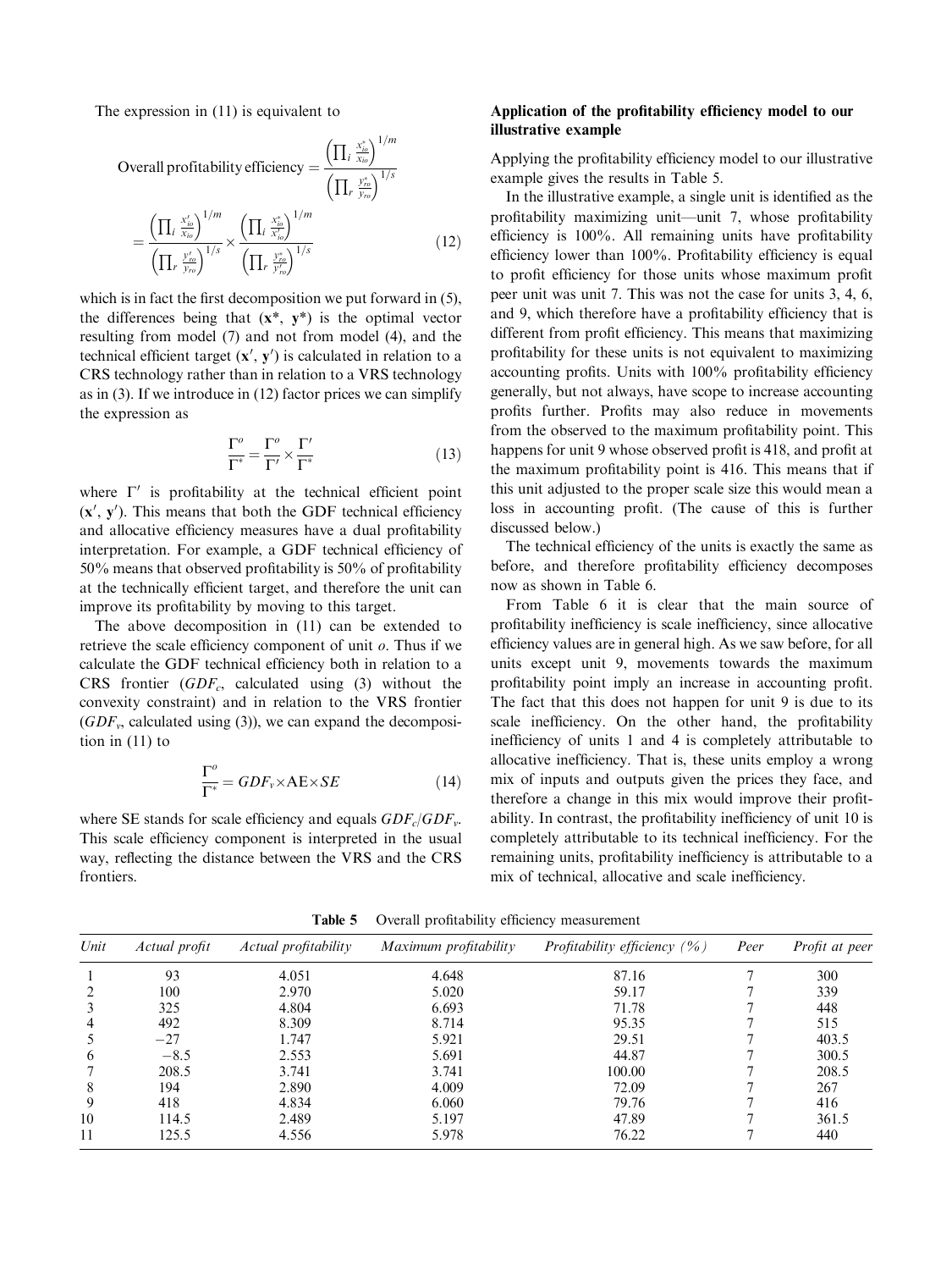The expression in (11) is equivalent to

$$\text{Overall profitability efficiency} = \frac{\left(\prod_i \frac{x^*_{io}}{x_{io}}\right)^{1/m}}{\left(\prod_r \frac{y^*_{ro}}{y_{ro}}\right)^{1/s}}$$

$$= \frac{\left(\prod_i \frac{x'_{io}}{x_{io}}\right)^{1/m}}{\left(\prod_r \frac{y'_{ro}}{y_{ro}}\right)^{1/s}} \times \frac{\left(\prod_i \frac{x^*_{io}}{x'_{io}}\right)^{1/m}}{\left(\prod_r \frac{y^*_{ro}}{y'_{ro}}\right)^{1/s}} \tag{12}$$

which is in fact the first decomposition we put forward in (5), the differences being that $(\mathbf{x}^*, \mathbf{y}^*)$ is the optimal vector resulting from model (7) and not from model (4), and the technical efficient target $(\mathbf{x}', \mathbf{y}')$ is calculated in relation to a CRS technology rather than in relation to a VRS technology as in (3). If we introduce in (12) factor prices we can simplify the expression as

$$\frac{\Gamma^o}{\Gamma^*} = \frac{\Gamma^o}{\Gamma'} \times \frac{\Gamma'}{\Gamma^*} \tag{13}$$

where $\Gamma'$ is profitability at the technical efficient point $(\mathbf{x}', \mathbf{y}')$. This means that both the GDF technical efficiency and allocative efficiency measures have a dual profitability interpretation. For example, a GDF technical efficiency of 50% means that observed profitability is 50% of profitability at the technically efficient target, and therefore the unit can improve its profitability by moving to this target.

The above decomposition in (11) can be extended to retrieve the scale efficiency component of unit $o$. Thus if we calculate the GDF technical efficiency both in relation to a CRS frontier ($GDF_c$, calculated using (3) without the convexity constraint) and in relation to the VRS frontier ($GDF_v$, calculated using (3)), we can expand the decomposition in (11) to

$$\frac{\Gamma^o}{\Gamma^*} = GDF_v \times \mathrm{AE} \times SE \tag{14}$$

where SE stands for scale efficiency and equals $GDF_c/GDF_v$. This scale efficiency component is interpreted in the usual way, reflecting the distance between the VRS and the CRS frontiers.

## Application of the profitability efficiency model to our illustrative example

Applying the profitability efficiency model to our illustrative example gives the results in Table 5.

In the illustrative example, a single unit is identified as the profitability maximizing unit—unit 7, whose profitability efficiency is 100%. All remaining units have profitability efficiency lower than 100%. Profitability efficiency is equal to profit efficiency for those units whose maximum profit peer unit was unit 7. This was not the case for units 3, 4, 6, and 9, which therefore have a profitability efficiency that is different from profit efficiency. This means that maximizing profitability for these units is not equivalent to maximizing accounting profits. Units with 100% profitability efficiency generally, but not always, have scope to increase accounting profits further. Profits may also reduce in movements from the observed to the maximum profitability point. This happens for unit 9 whose observed profit is 418, and profit at the maximum profitability point is 416. This means that if this unit adjusted to the proper scale size this would mean a loss in accounting profit. (The cause of this is further discussed below.)

The technical efficiency of the units is exactly the same as before, and therefore profitability efficiency decomposes now as shown in Table 6.

From Table 6 it is clear that the main source of profitability inefficiency is scale inefficiency, since allocative efficiency values are in general high. As we saw before, for all units except unit 9, movements towards the maximum profitability point imply an increase in accounting profit. The fact that this does not happen for unit 9 is due to its scale inefficiency. On the other hand, the profitability inefficiency of units 1 and 4 is completely attributable to allocative inefficiency. That is, these units employ a wrong mix of inputs and outputs given the prices they face, and therefore a change in this mix would improve their profitability. In contrast, the profitability inefficiency of unit 10 is completely attributable to its technical inefficiency. For the remaining units, profitability inefficiency is attributable to a mix of technical, allocative and scale inefficiency.

**Table 5** Overall profitability efficiency measurement

| *Unit* | *Actual profit* | *Actual profitability* | *Maximum profitability* | *Profitability efficiency (%)* | *Peer* | *Profit at peer* |
|---|---|---|---|---|---|---|
| 1 | 93 | 4.051 | 4.648 | 87.16 | 7 | 300 |
| 2 | 100 | 2.970 | 5.020 | 59.17 | 7 | 339 |
| 3 | 325 | 4.804 | 6.693 | 71.78 | 7 | 448 |
| 4 | 492 | 8.309 | 8.714 | 95.35 | 7 | 515 |
| 5 | −27 | 1.747 | 5.921 | 29.51 | 7 | 403.5 |
| 6 | −8.5 | 2.553 | 5.691 | 44.87 | 7 | 300.5 |
| 7 | 208.5 | 3.741 | 3.741 | 100.00 | 7 | 208.5 |
| 8 | 194 | 2.890 | 4.009 | 72.09 | 7 | 267 |
| 9 | 418 | 4.834 | 6.060 | 79.76 | 7 | 416 |
| 10 | 114.5 | 2.489 | 5.197 | 47.89 | 7 | 361.5 |
| 11 | 125.5 | 4.556 | 5.978 | 76.22 | 7 | 440 |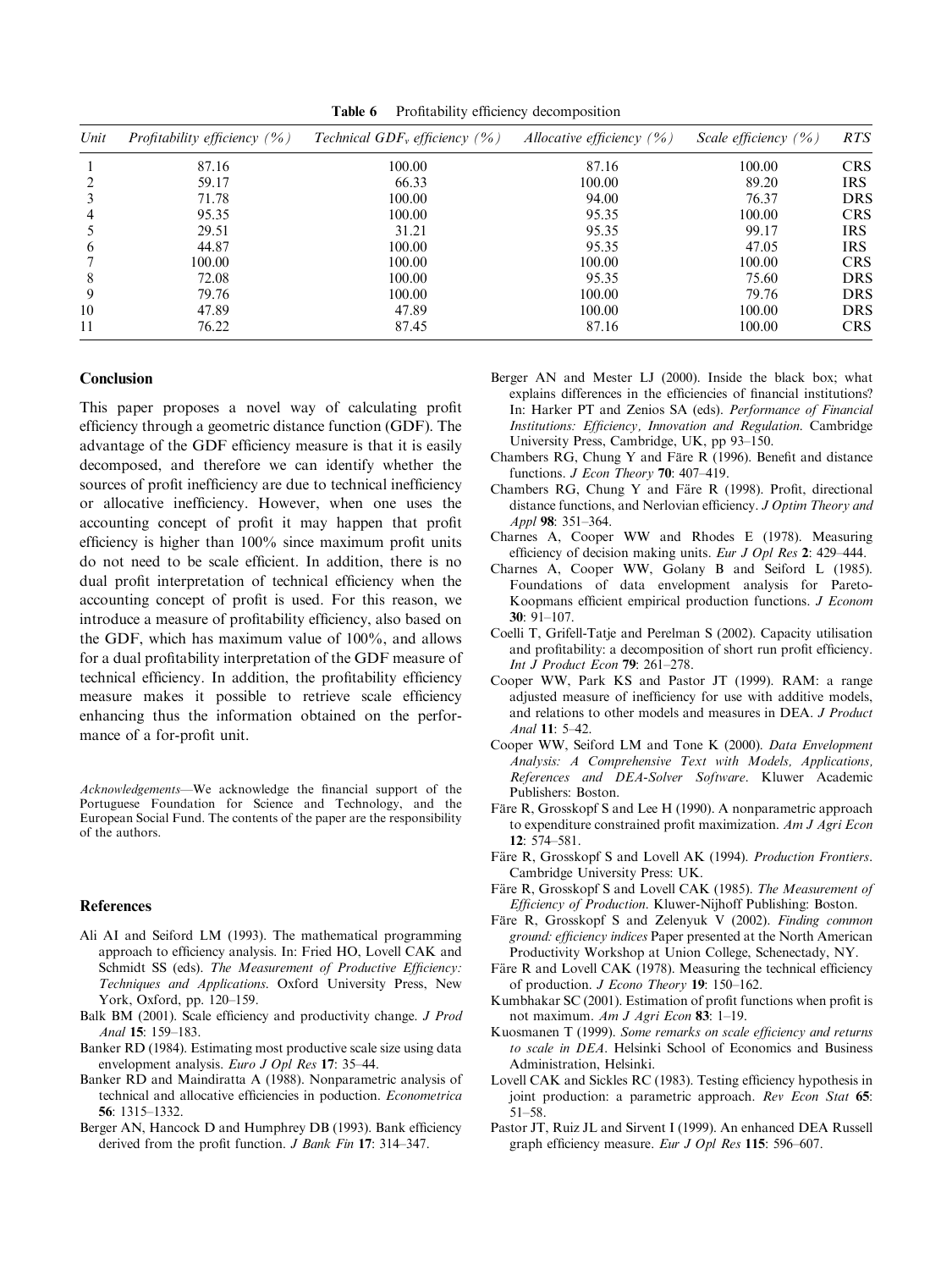**Table 6** Profitability efficiency decomposition

| *Unit* | *Profitability efficiency (%)* | *Technical $GDF_v$ efficiency (%)* | *Allocative efficiency (%)* | *Scale efficiency (%)* | *RTS* |
|---|---|---|---|---|---|
| 1 | 87.16 | 100.00 | 87.16 | 100.00 | CRS |
| 2 | 59.17 | 66.33 | 100.00 | 89.20 | IRS |
| 3 | 71.78 | 100.00 | 94.00 | 76.37 | DRS |
| 4 | 95.35 | 100.00 | 95.35 | 100.00 | CRS |
| 5 | 29.51 | 31.21 | 95.35 | 99.17 | IRS |
| 6 | 44.87 | 100.00 | 95.35 | 47.05 | IRS |
| 7 | 100.00 | 100.00 | 100.00 | 100.00 | CRS |
| 8 | 72.08 | 100.00 | 95.35 | 75.60 | DRS |
| 9 | 79.76 | 100.00 | 100.00 | 79.76 | DRS |
| 10 | 47.89 | 47.89 | 100.00 | 100.00 | DRS |
| 11 | 76.22 | 87.45 | 87.16 | 100.00 | CRS |

## Conclusion

This paper proposes a novel way of calculating profit efficiency through a geometric distance function (GDF). The advantage of the GDF efficiency measure is that it is easily decomposed, and therefore we can identify whether the sources of profit inefficiency are due to technical inefficiency or allocative inefficiency. However, when one uses the accounting concept of profit it may happen that profit efficiency is higher than 100% since maximum profit units do not need to be scale efficient. In addition, there is no dual profit interpretation of technical efficiency when the accounting concept of profit is used. For this reason, we introduce a measure of profitability efficiency, also based on the GDF, which has maximum value of 100%, and allows for a dual profitability interpretation of the GDF measure of technical efficiency. In addition, the profitability efficiency measure makes it possible to retrieve scale efficiency enhancing thus the information obtained on the performance of a for-profit unit.

*Acknowledgements*—We acknowledge the financial support of the Portuguese Foundation for Science and Technology, and the European Social Fund. The contents of the paper are the responsibility of the authors.

## References

- Ali AI and Seiford LM (1993). The mathematical programming approach to efficiency analysis. In: Fried HO, Lovell CAK and Schmidt SS (eds). *The Measurement of Productive Efficiency: Techniques and Applications*. Oxford University Press, New York, Oxford, pp. 120–159.
- Balk BM (2001). Scale efficiency and productivity change. *J Prod Anal* **15**: 159–183.
- Banker RD (1984). Estimating most productive scale size using data envelopment analysis. *Euro J Opl Res* **17**: 35–44.
- Banker RD and Maindiratta A (1988). Nonparametric analysis of technical and allocative efficiencies in poduction. *Econometrica* **56**: 1315–1332.
- Berger AN, Hancock D and Humphrey DB (1993). Bank efficiency derived from the profit function. *J Bank Fin* **17**: 314–347.
- Berger AN and Mester LJ (2000). Inside the black box; what explains differences in the efficiencies of financial institutions? In: Harker PT and Zenios SA (eds). *Performance of Financial Institutions: Efficiency, Innovation and Regulation*. Cambridge University Press, Cambridge, UK, pp 93–150.
- Chambers RG, Chung Y and Färe R (1996). Benefit and distance functions. *J Econ Theory* **70**: 407–419.
- Chambers RG, Chung Y and Färe R (1998). Profit, directional distance functions, and Nerlovian efficiency. *J Optim Theory and Appl* **98**: 351–364.
- Charnes A, Cooper WW and Rhodes E (1978). Measuring efficiency of decision making units. *Eur J Opl Res* **2**: 429–444.
- Charnes A, Cooper WW, Golany B and Seiford L (1985). Foundations of data envelopment analysis for Pareto-Koopmans efficient empirical production functions. *J Econom* **30**: 91–107.
- Coelli T, Grifell-Tatje and Perelman S (2002). Capacity utilisation and profitability: a decomposition of short run profit efficiency. *Int J Product Econ* **79**: 261–278.
- Cooper WW, Park KS and Pastor JT (1999). RAM: a range adjusted measure of inefficiency for use with additive models, and relations to other models and measures in DEA. *J Product Anal* **11**: 5–42.
- Cooper WW, Seiford LM and Tone K (2000). *Data Envelopment Analysis: A Comprehensive Text with Models, Applications, References and DEA-Solver Software*. Kluwer Academic Publishers: Boston.
- Färe R, Grosskopf S and Lee H (1990). A nonparametric approach to expenditure constrained profit maximization. *Am J Agri Econ* **12**: 574–581.
- Färe R, Grosskopf S and Lovell AK (1994). *Production Frontiers*. Cambridge University Press: UK.
- Färe R, Grosskopf S and Lovell CAK (1985). *The Measurement of Efficiency of Production*. Kluwer-Nijhoff Publishing: Boston.
- Färe R, Grosskopf S and Zelenyuk V (2002). *Finding common ground: efficiency indices* Paper presented at the North American Productivity Workshop at Union College, Schenectady, NY.
- Färe R and Lovell CAK (1978). Measuring the technical efficiency of production. *J Econo Theory* **19**: 150–162.
- Kumbhakar SC (2001). Estimation of profit functions when profit is not maximum. *Am J Agri Econ* **83**: 1–19.
- Kuosmanen T (1999). *Some remarks on scale efficiency and returns to scale in DEA*. Helsinki School of Economics and Business Administration, Helsinki.
- Lovell CAK and Sickles RC (1983). Testing efficiency hypothesis in joint production: a parametric approach. *Rev Econ Stat* **65**: 51–58.
- Pastor JT, Ruiz JL and Sirvent I (1999). An enhanced DEA Russell graph efficiency measure. *Eur J Opl Res* **115**: 596–607.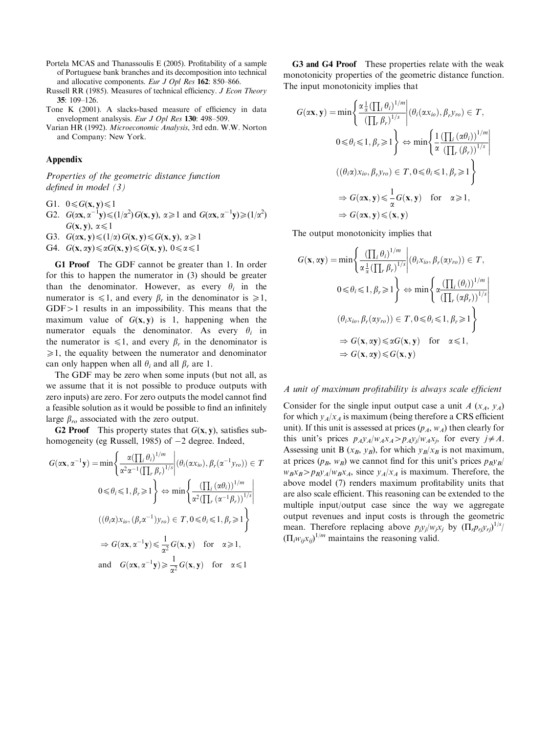Portela MCAS and Thanassoulis E (2005). Profitability of a sample of Portuguese bank branches and its decomposition into technical and allocative components. *Eur J Opl Res* **162**: 850–866.

Russell RR (1985). Measures of technical efficiency. *J Econ Theory* **35**: 109–126.

Tone K (2001). A slacks-based measure of efficiency in data envelopment analsysis. *Eur J Opl Res* **130**: 498–509.

Varian HR (1992). *Microeconomic Analysis*, 3rd edn. W.W. Norton and Company: New York.

## Appendix

### *Properties of the geometric distance function defined in model (3)*

G1. $0 \leqslant G(\mathbf{x}, \mathbf{y}) \leqslant 1$

G2. $G(\alpha\mathbf{x}, \alpha^{-1}\mathbf{y}) \leqslant (1/\alpha^2)\, G(\mathbf{x}, \mathbf{y}),\ \alpha \geqslant 1$ and $G(\alpha\mathbf{x}, \alpha^{-1}\mathbf{y}) \geqslant (1/\alpha^2)\, G(\mathbf{x}, \mathbf{y}),\ \alpha \leqslant 1$

G3. $G(\alpha\mathbf{x}, \mathbf{y}) \leqslant (1/\alpha)\, G(\mathbf{x}, \mathbf{y}) \leqslant G(\mathbf{x}, \mathbf{y}),\ \alpha \geqslant 1$

G4. $G(\mathbf{x}, \alpha\mathbf{y}) \leqslant \alpha G(\mathbf{x}, \mathbf{y}) \leqslant G(\mathbf{x}, \mathbf{y}),\ 0 \leqslant \alpha \leqslant 1$

**G1 Proof** The GDF cannot be greater than 1. In order for this to happen the numerator in (3) should be greater than the denominator. However, as every $\theta_i$ in the numerator is $\leqslant 1$, and every $\beta_r$ in the denominator is $\geqslant 1$, GDF$>1$ results in an impossibility. This means that the maximum value of $G(\mathbf{x}, \mathbf{y})$ is 1, happening when the numerator equals the denominator. As every $\theta_i$ in the numerator is $\leqslant 1$, and every $\beta_r$ in the denominator is $\geqslant 1$, the equality between the numerator and denominator can only happen when all $\theta_i$ and all $\beta_r$ are 1.

The GDF may be zero when some inputs (but not all, as we assume that it is not possible to produce outputs with zero inputs) are zero. For zero outputs the model cannot find a feasible solution as it would be possible to find an infinitely large $\beta_{ro}$ associated with the zero output.

**G2 Proof** This property states that $G(\mathbf{x}, \mathbf{y})$, satisfies sub-homogeneity (eg Russell, 1985) of $-2$ degree. Indeed,

$$G(\alpha\mathbf{x}, \alpha^{-1}\mathbf{y}) = \min\left\{ \frac{\alpha(\prod_i \theta_i)^{1/m}}{\alpha^2\alpha^{-1}(\prod_r \beta_r)^{1/s}} \middle| (\theta_i(\alpha x_{io}), \beta_r(\alpha^{-1} y_{ro})) \in T \right.$$
$$\left. 0 \leqslant \theta_i \leqslant 1, \beta_r \geqslant 1 \right\} \Leftrightarrow \min\left\{ \frac{(\prod_i (\alpha\theta_i))^{1/m}}{\alpha^2(\prod_r (\alpha^{-1}\beta_r))^{1/s}} \middle| \right.$$
$$\left. ((\theta_i\alpha)x_{io}, (\beta_r\alpha^{-1})y_{ro}) \in T, 0 \leqslant \theta_i \leqslant 1, \beta_r \geqslant 1 \right\}$$
$$\Rightarrow G(\alpha\mathbf{x}, \alpha^{-1}\mathbf{y}) \leqslant \frac{1}{\alpha^2} G(\mathbf{x}, \mathbf{y}) \quad \text{for} \quad \alpha \geqslant 1,$$
$$\text{and} \quad G(\alpha\mathbf{x}, \alpha^{-1}\mathbf{y}) \geqslant \frac{1}{\alpha^2} G(\mathbf{x}, \mathbf{y}) \quad \text{for} \quad \alpha \leqslant 1$$

**G3 and G4 Proof** These properties relate with the weak monotonicity properties of the geometric distance function. The input monotonicity implies that

$$G(\alpha\mathbf{x}, \mathbf{y}) = \min\left\{ \frac{\alpha\frac{1}{\alpha}(\prod_i \theta_i)^{1/m}}{(\prod_r \beta_r)^{1/s}} \middle| (\theta_i(\alpha x_{io}), \beta_r y_{ro}) \in T, \right.$$
$$\left. 0 \leqslant \theta_i \leqslant 1, \beta_r \geqslant 1 \right\} \Leftrightarrow \min\left\{ \frac{1}{\alpha} \frac{(\prod_i (\alpha\theta_i))^{1/m}}{(\prod_r (\beta_r))^{1/s}} \middle| \right.$$
$$\left. ((\theta_i\alpha)x_{io}, \beta_r y_{ro}) \in T, 0 \leqslant \theta_i \leqslant 1, \beta_r \geqslant 1 \right\}$$
$$\Rightarrow G(\alpha\mathbf{x}, \mathbf{y}) \leqslant \frac{1}{\alpha} G(\mathbf{x}, \mathbf{y}) \quad \text{for} \quad \alpha \geqslant 1,$$
$$\Rightarrow G(\alpha\mathbf{x}, \mathbf{y}) \leqslant (\mathbf{x}, \mathbf{y})$$

The output monotonicity implies that

$$G(\mathbf{x}, \alpha\mathbf{y}) = \min\left\{ \frac{(\prod_i \theta_i)^{1/m}}{\alpha\frac{1}{\alpha}(\prod_r \beta_r)^{1/s}} \middle| (\theta_i x_{io}, \beta_r(\alpha y_{ro})) \in T, \right.$$
$$\left. 0 \leqslant \theta_i \leqslant 1, \beta_r \geqslant 1 \right\} \Leftrightarrow \min\left\{ \alpha \frac{(\prod_i (\theta_i))^{1/m}}{(\prod_r (\alpha\beta_r))^{1/s}} \middle| \right.$$
$$\left. (\theta_i x_{io}, \beta_r(\alpha y_{ro})) \in T, 0 \leqslant \theta_i \leqslant 1, \beta_r \geqslant 1 \right\}$$
$$\Rightarrow G(\mathbf{x}, \alpha\mathbf{y}) \leqslant \alpha G(\mathbf{x}, \mathbf{y}) \quad \text{for} \quad \alpha \leqslant 1,$$
$$\Rightarrow G(\mathbf{x}, \alpha\mathbf{y}) \leqslant G(\mathbf{x}, \mathbf{y})$$

### *A unit of maximum profitability is always scale efficient*

Consider for the single input output case a unit $A$ ($x_A$, $y_A$) for which $y_A/x_A$ is maximum (being therefore a CRS efficient unit). If this unit is assessed at prices ($p_A$, $w_A$) then clearly for this unit's prices $p_A y_A/w_A x_A > p_A y_j/w_A x_j$, for every $j \neq A$. Assessing unit B ($x_B$, $y_B$), for which $y_B/x_B$ is not maximum, at prices ($p_B$, $w_B$) we cannot find for this unit's prices $p_B y_B/w_B x_B > p_B y_A/w_B x_A$, since $y_A/x_A$ is maximum. Therefore, the above model (7) renders maximum profitability units that are also scale efficient. This reasoning can be extended to the multiple input/output case since the way we aggregate output revenues and input costs is through the geometric mean. Therefore replacing above $p_j y_j/w_j x_j$ by $(\Pi_r p_{rj} y_{rj})^{1/s}/(\Pi_i w_{ij} x_{ij})^{1/m}$ maintains the reasoning valid.